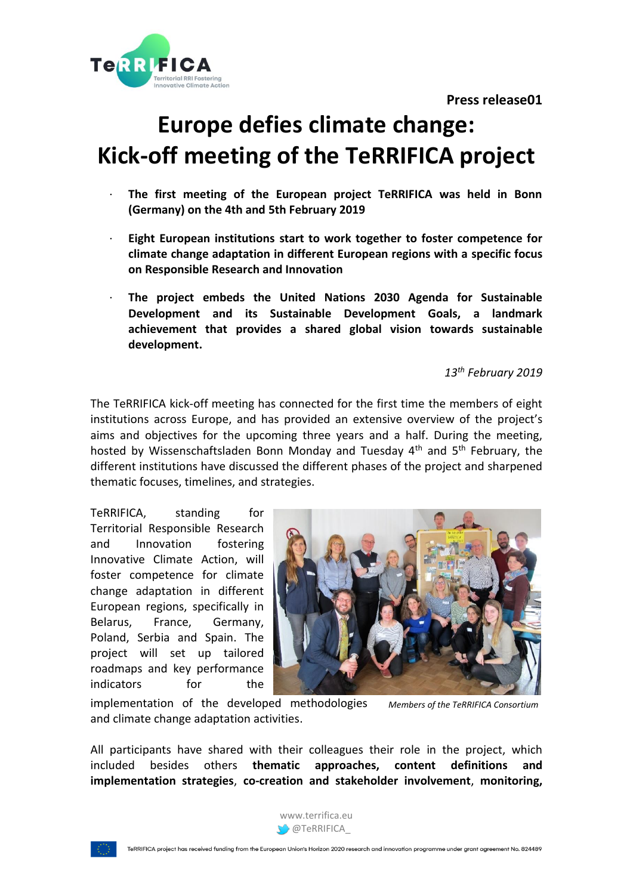**Press release01**

# Europe defies climate change: Kick-off meeting of the TeRRIFICA project

- **The first meeting of the European project TeRRIFICA was held in Bonn (Germany) on the 4th and 5th February 2019**
- **Eight European institutions start to work together to foster competence for climate change adaptation in different European regions with a specific focus on Responsible Research and Innovation**
- **The project embeds the United Nations 2030 Agenda for Sustainable Development and its Sustainable Development Goals, a landmark achievement that provides a shared global vision towards sustainable development.**

*13th February 2019*

The TeRRIFICA kick-off meeting has connected for the first time the members of eight institutions across Europe, and has provided an extensive overview of the project's aims and objectives for the upcoming three years and a half. During the meeting, hosted by Wissenschaftsladen Bonn Monday and Tuesday 4th and 5th February, the different institutions have discussed the different phases of the project and sharpened thematic focuses, timelines, and strategies.

TeRRIFICA, standing for Territorial Responsible Research and Innovation fostering Innovative Climate Action, will foster competence for climate change adaptation in different European regions, specifically in Belarus, France, Germany, Poland, Serbia and Spain. The project will set up tailored roadmaps and key performance indicators for the implementation of the developed methodologies and climate change adaptation activities.

*Members of the TeRRIFICA Consortium*

All participants have shared with their colleagues their role in the project, which included besides others **thematic approaches, content definitions and implementation strategies**, **co-creation and stakeholder involvement**, **monitoring,**

TeRRIFICA project has received funding from the European Union's Horizon 2020 research and innovation programme under grant agreement No. 824489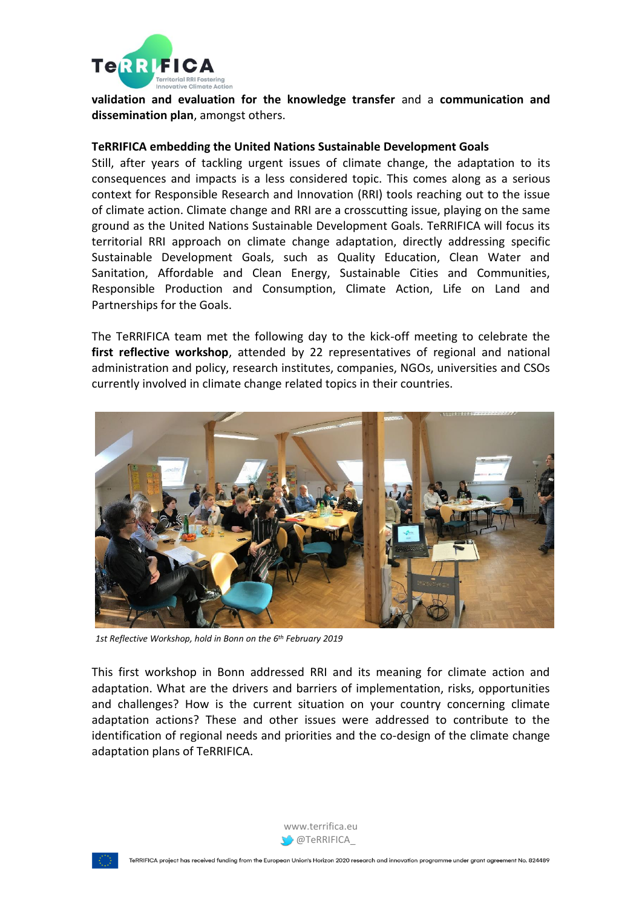**validation and evaluation for the knowledge transfer** and a **communication and dissemination plan**, amongst others.

**TeRRIFICA embedding the United Nations Sustainable Development Goals**

Still, after years of tackling urgent issues of climate change, the adaptation to its consequences and impacts is a less considered topic. This comes along as a serious context for Responsible Research and Innovation (RRI) tools reaching out to the issue of climate action. Climate change and RRI are a crosscutting issue, playing on the same ground as the United Nations Sustainable Development Goals. TeRRIFICA will focus its territorial RRI approach on climate change adaptation, directly addressing specific Sustainable Development Goals, such as Quality Education, Clean Water and Sanitation, Affordable and Clean Energy, Sustainable Cities and Communities, Responsible Production and Consumption, Climate Action, Life on Land and Partnerships for the Goals.

The TeRRIFICA team met the following day to the kick-off meeting to celebrate the **first reflective workshop**, attended by 22 representatives of regional and national administration and policy, research institutes, companies, NGOs, universities and CSOs currently involved in climate change related topics in their countries.

*1st Reflective Workshop, hold in Bonn on the 6th February 2019*

This first workshop in Bonn addressed RRI and its meaning for climate action and adaptation. What are the drivers and barriers of implementation, risks, opportunities and challenges? How is the current situation on your country concerning climate adaptation actions? These and other issues were addressed to contribute to the identification of regional needs and priorities and the co-design of the climate change adaptation plans of TeRRIFICA.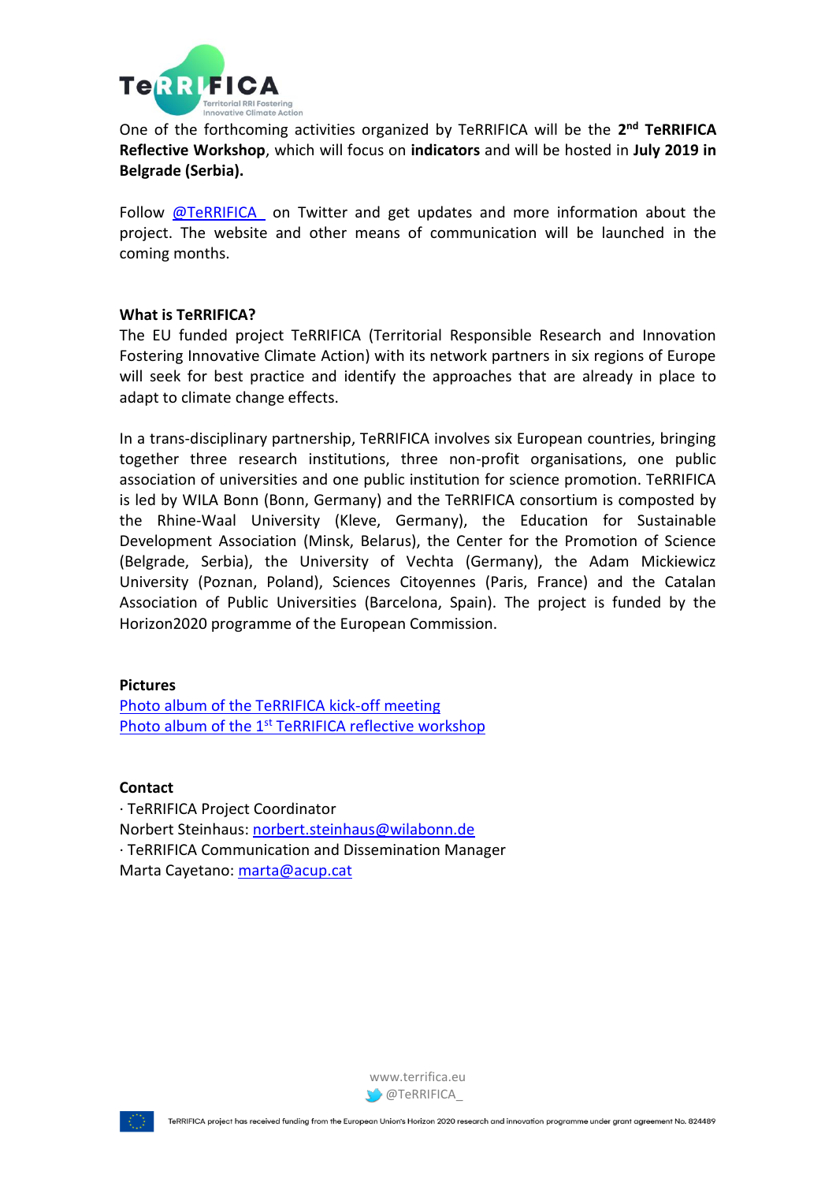One of the forthcoming activities organized by TeRRIFICA will be the **2nd TeRRIFICA Reflective Workshop**, which will focus on **indicators** and will be hosted in **July 2019 in Belgrade (Serbia).**

Follow [@TeRRIFICA_](@TeRRIFICA_) on Twitter and get updates and more information about the project. The website and other means of communication will be launched in the coming months.

**What is TeRRIFICA?**

The EU funded project TeRRIFICA (Territorial Responsible Research and Innovation Fostering Innovative Climate Action) with its network partners in six regions of Europe will seek for best practice and identify the approaches that are already in place to adapt to climate change effects.

In a trans-disciplinary partnership, TeRRIFICA involves six European countries, bringing together three research institutions, three non-profit organisations, one public association of universities and one public institution for science promotion. TeRRIFICA is led by WILA Bonn (Bonn, Germany) and the TeRRIFICA consortium is composted by the Rhine-Waal University (Kleve, Germany), the Education for Sustainable Development Association (Minsk, Belarus), the Center for the Promotion of Science (Belgrade, Serbia), the University of Vechta (Germany), the Adam Mickiewicz University (Poznan, Poland), Sciences Citoyennes (Paris, France) and the Catalan Association of Public Universities (Barcelona, Spain). The project is funded by the Horizon2020 programme of the European Commission.

**Pictures**

Photo album of the TeRRIFICA kick-off meeting

Photo album of the 1st TeRRIFICA reflective workshop

**Contact**

· TeRRIFICA Project Coordinator

Norbert Steinhaus: norbert.steinhaus@wilabonn.de

· TeRRIFICA Communication and Dissemination Manager

Marta Cayetano: marta@acup.cat

www.terrifica.eu

@TeRRIFICA_

TeRRIFICA project has received funding from the European Union's Horizon 2020 research and innovation programme under grant agreement No. 824489